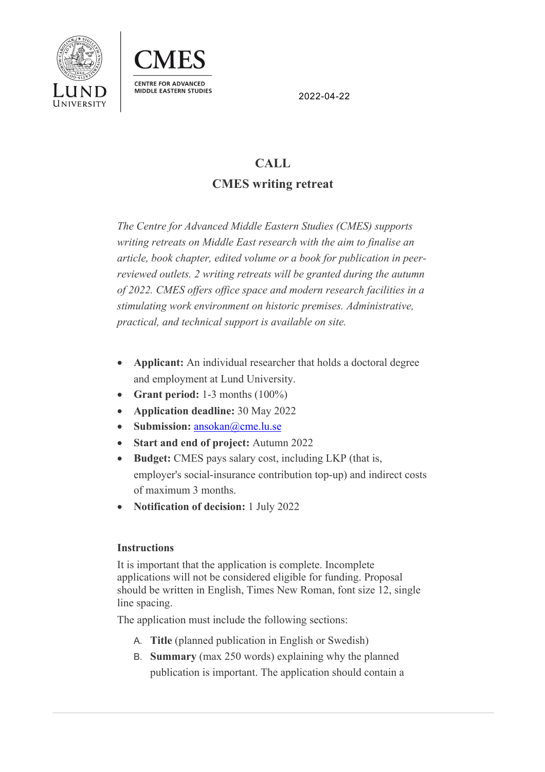LUND UNIVERSITY

CMES

CENTRE FOR ADVANCED MIDDLE EASTERN STUDIES

2022-04-22

# CALL

## CMES writing retreat

*The Centre for Advanced Middle Eastern Studies (CMES) supports writing retreats on Middle East research with the aim to finalise an article, book chapter, edited volume or a book for publication in peer-reviewed outlets. 2 writing retreats will be granted during the autumn of 2022. CMES offers office space and modern research facilities in a stimulating work environment on historic premises. Administrative, practical, and technical support is available on site.*

- **Applicant:** An individual researcher that holds a doctoral degree and employment at Lund University.
- **Grant period:** 1-3 months (100%)
- **Application deadline:** 30 May 2022
- **Submission:** ansokan@cme.lu.se
- **Start and end of project:** Autumn 2022
- **Budget:** CMES pays salary cost, including LKP (that is, employer's social-insurance contribution top-up) and indirect costs of maximum 3 months.
- **Notification of decision:** 1 July 2022

### Instructions

It is important that the application is complete. Incomplete applications will not be considered eligible for funding. Proposal should be written in English, Times New Roman, font size 12, single line spacing.

The application must include the following sections:

A. **Title** (planned publication in English or Swedish)
B. **Summary** (max 250 words) explaining why the planned publication is important. The application should contain a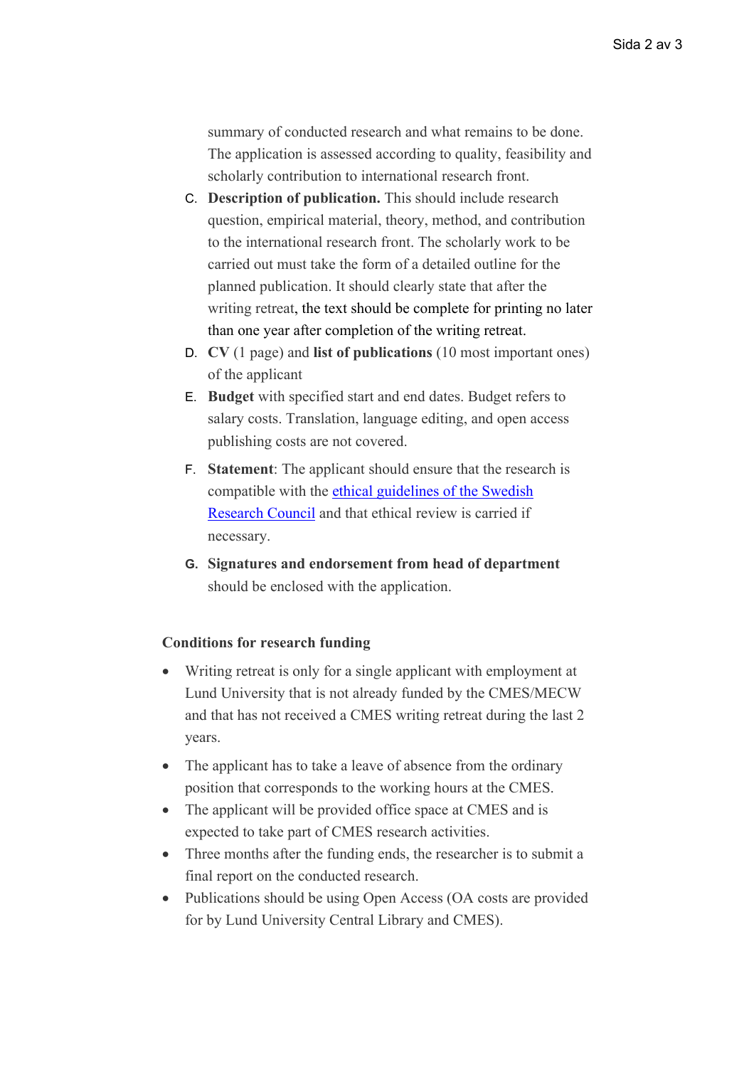summary of conducted research and what remains to be done. The application is assessed according to quality, feasibility and scholarly contribution to international research front.

C. **Description of publication.** This should include research question, empirical material, theory, method, and contribution to the international research front. The scholarly work to be carried out must take the form of a detailed outline for the planned publication. It should clearly state that after the writing retreat, the text should be complete for printing no later than one year after completion of the writing retreat.
D. **CV** (1 page) and **list of publications** (10 most important ones) of the applicant
E. **Budget** with specified start and end dates. Budget refers to salary costs. Translation, language editing, and open access publishing costs are not covered.
F. **Statement**: The applicant should ensure that the research is compatible with the ethical guidelines of the Swedish Research Council and that ethical review is carried if necessary.
G. **Signatures and endorsement from head of department** should be enclosed with the application.

**Conditions for research funding**

- Writing retreat is only for a single applicant with employment at Lund University that is not already funded by the CMES/MECW and that has not received a CMES writing retreat during the last 2 years.
- The applicant has to take a leave of absence from the ordinary position that corresponds to the working hours at the CMES.
- The applicant will be provided office space at CMES and is expected to take part of CMES research activities.
- Three months after the funding ends, the researcher is to submit a final report on the conducted research.
- Publications should be using Open Access (OA costs are provided for by Lund University Central Library and CMES).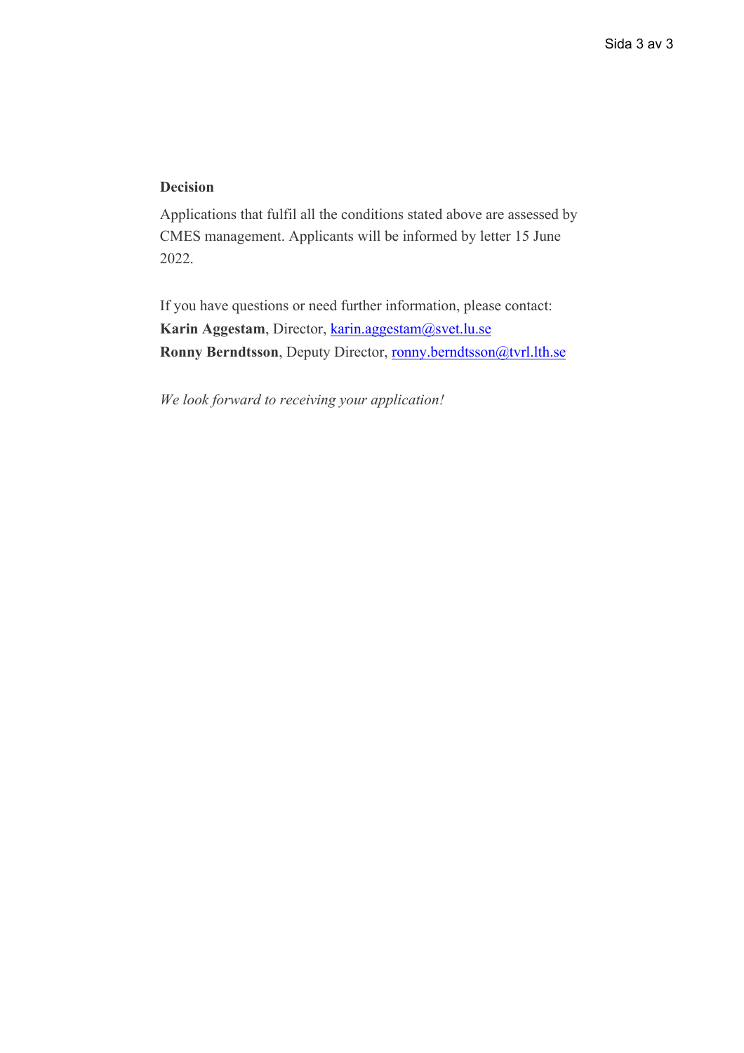**Decision**

Applications that fulfil all the conditions stated above are assessed by CMES management. Applicants will be informed by letter 15 June 2022.

If you have questions or need further information, please contact:
**Karin Aggestam**, Director, karin.aggestam@svet.lu.se
**Ronny Berndtsson**, Deputy Director, ronny.berndtsson@tvrl.lth.se

*We look forward to receiving your application!*